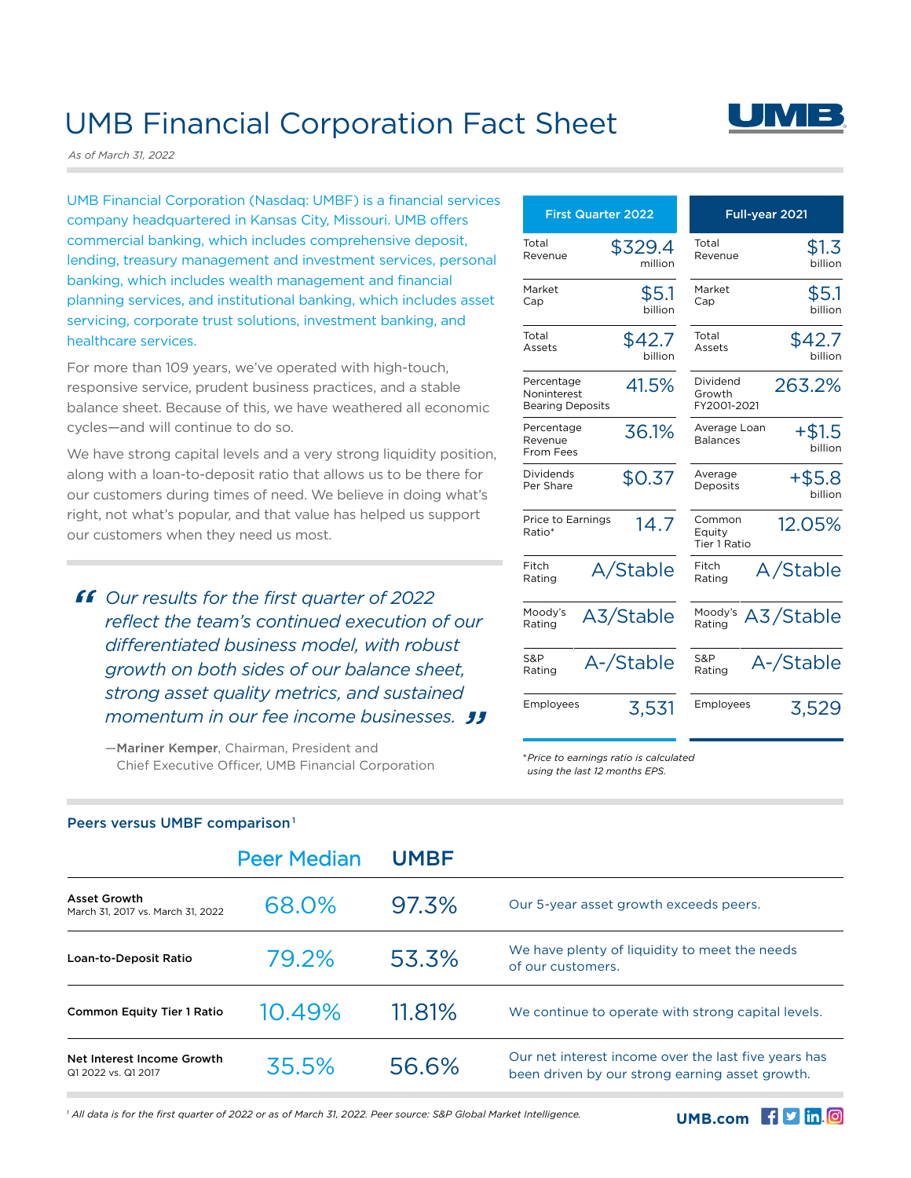# UMB Financial Corporation Fact Sheet

*As of March 31, 2022*

UMB Financial Corporation (Nasdaq: UMBF) is a financial services company headquartered in Kansas City, Missouri. UMB offers commercial banking, which includes comprehensive deposit, lending, treasury management and investment services, personal banking, which includes wealth management and financial planning services, and institutional banking, which includes asset servicing, corporate trust solutions, investment banking, and healthcare services.

For more than 109 years, we've operated with high-touch, responsive service, prudent business practices, and a stable balance sheet. Because of this, we have weathered all economic cycles—and will continue to do so.

We have strong capital levels and a very strong liquidity position, along with a loan-to-deposit ratio that allows us to be there for our customers during times of need. We believe in doing what's right, not what's popular, and that value has helped us support our customers when they need us most.

> *"Our results for the first quarter of 2022 reflect the team's continued execution of our differentiated business model, with robust growth on both sides of our balance sheet, strong asset quality metrics, and sustained momentum in our fee income businesses."*
>
> —**Mariner Kemper**, Chairman, President and Chief Executive Officer, UMB Financial Corporation

| First Quarter 2022 | |
|---|---|
| Total Revenue | $329.4 million |
| Market Cap | $5.1 billion |
| Total Assets | $42.7 billion |
| Percentage Noninterest Bearing Deposits | 41.5% |
| Percentage Revenue From Fees | 36.1% |
| Dividends Per Share | $0.37 |
| Price to Earnings Ratio* | 14.7 |
| Fitch Rating | A/Stable |
| Moody's Rating | A3/Stable |
| S&P Rating | A-/Stable |
| Employees | 3,531 |

| Full-year 2021 | |
|---|---|
| Total Revenue | $1.3 billion |
| Market Cap | $5.1 billion |
| Total Assets | $42.7 billion |
| Dividend Growth FY2001-2021 | 263.2% |
| Average Loan Balances | +$1.5 billion |
| Average Deposits | +$5.8 billion |
| Common Equity Tier 1 Ratio | 12.05% |
| Fitch Rating | A/Stable |
| Moody's Rating | A3/Stable |
| S&P Rating | A-/Stable |
| Employees | 3,529 |

*\*Price to earnings ratio is calculated using the last 12 months EPS.*

## Peers versus UMBF comparison[1]

| | Peer Median | UMBF | |
|---|---|---|---|
| **Asset Growth** March 31, 2017 vs. March 31, 2022 | 68.0% | 97.3% | Our 5-year asset growth exceeds peers. |
| **Loan-to-Deposit Ratio** | 79.2% | 53.3% | We have plenty of liquidity to meet the needs of our customers. |
| **Common Equity Tier 1 Ratio** | 10.49% | 11.81% | We continue to operate with strong capital levels. |
| **Net Interest Income Growth** Q1 2022 vs. Q1 2017 | 35.5% | 56.6% | Our net interest income over the last five years has been driven by our strong earning asset growth. |

*[1] All data is for the first quarter of 2022 or as of March 31, 2022. Peer source: S&P Global Market Intelligence.*

UMB.com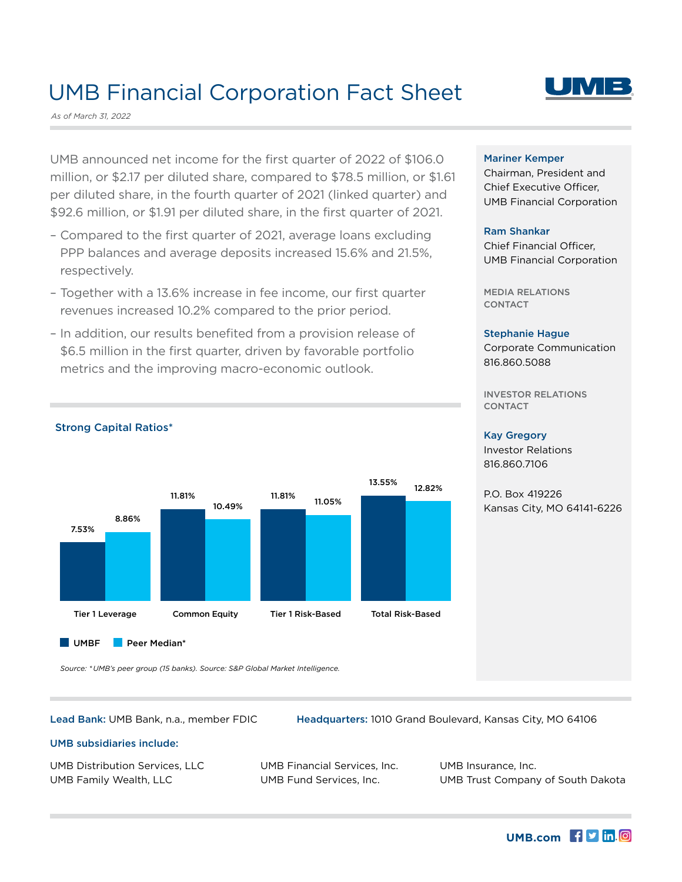# UMB Financial Corporation Fact Sheet

*As of March 31, 2022*

UMB announced net income for the first quarter of 2022 of $106.0 million, or $2.17 per diluted share, compared to $78.5 million, or $1.61 per diluted share, in the fourth quarter of 2021 (linked quarter) and $92.6 million, or $1.91 per diluted share, in the first quarter of 2021.

- Compared to the first quarter of 2021, average loans excluding PPP balances and average deposits increased 15.6% and 21.5%, respectively.
- Together with a 13.6% increase in fee income, our first quarter revenues increased 10.2% compared to the prior period.
- In addition, our results benefited from a provision release of $6.5 million in the first quarter, driven by favorable portfolio metrics and the improving macro-economic outlook.

## Strong Capital Ratios*

Tier 1 Leverage: 7.53% 8.86%
Common Equity: 11.81% 10.49%
Tier 1 Risk-Based: 11.81% 11.05%
Total Risk-Based: 13.55% 12.82%

UMBF
Peer Median*

*Source: *UMB's peer group (15 banks). Source: S&P Global Market Intelligence.*

**Mariner Kemper**
Chairman, President and Chief Executive Officer, UMB Financial Corporation

**Ram Shankar**
Chief Financial Officer, UMB Financial Corporation

MEDIA RELATIONS CONTACT

**Stephanie Hague**
Corporate Communication
816.860.5088

INVESTOR RELATIONS CONTACT

**Kay Gregory**
Investor Relations
816.860.7106

P.O. Box 419226
Kansas City, MO 64141-6226

**Lead Bank:** UMB Bank, n.a., member FDIC

**Headquarters:** 1010 Grand Boulevard, Kansas City, MO 64106

**UMB subsidiaries include:**

UMB Distribution Services, LLC
UMB Family Wealth, LLC
UMB Financial Services, Inc.
UMB Fund Services, Inc.
UMB Insurance, Inc.
UMB Trust Company of South Dakota

**UMB.com**